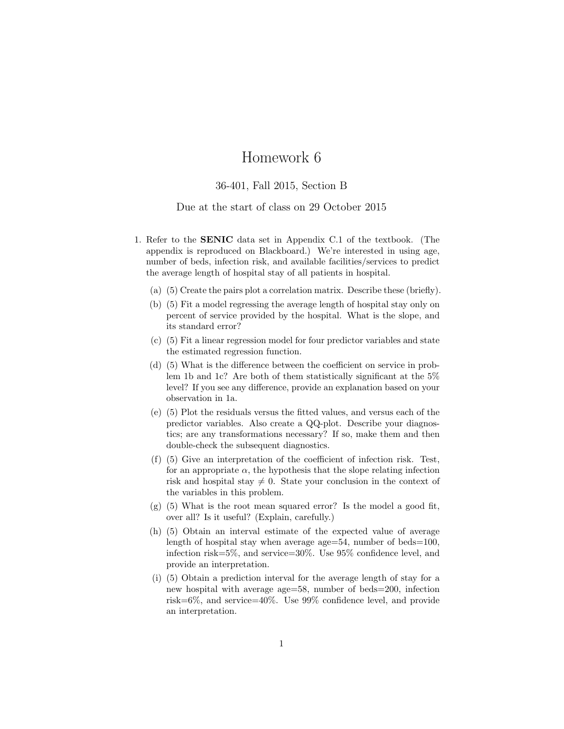# Homework 6

36-401, Fall 2015, Section B

Due at the start of class on 29 October 2015

1. Refer to the **SENIC** data set in Appendix C.1 of the textbook. (The appendix is reproduced on Blackboard.) We're interested in using age, number of beds, infection risk, and available facilities/services to predict the average length of hospital stay of all patients in hospital.

   (a) (5) Create the pairs plot a correlation matrix. Describe these (briefly).

   (b) (5) Fit a model regressing the average length of hospital stay only on percent of service provided by the hospital. What is the slope, and its standard error?

   (c) (5) Fit a linear regression model for four predictor variables and state the estimated regression function.

   (d) (5) What is the difference between the coefficient on service in problem 1b and 1c? Are both of them statistically significant at the 5% level? If you see any difference, provide an explanation based on your observation in 1a.

   (e) (5) Plot the residuals versus the fitted values, and versus each of the predictor variables. Also create a QQ-plot. Describe your diagnostics; are any transformations necessary? If so, make them and then double-check the subsequent diagnostics.

   (f) (5) Give an interpretation of the coefficient of infection risk. Test, for an appropriate $\alpha$, the hypothesis that the slope relating infection risk and hospital stay $\neq 0$. State your conclusion in the context of the variables in this problem.

   (g) (5) What is the root mean squared error? Is the model a good fit, over all? Is it useful? (Explain, carefully.)

   (h) (5) Obtain an interval estimate of the expected value of average length of hospital stay when average age=54, number of beds=100, infection risk=5%, and service=30%. Use 95% confidence level, and provide an interpretation.

   (i) (5) Obtain a prediction interval for the average length of stay for a new hospital with average age=58, number of beds=200, infection risk=6%, and service=40%. Use 99% confidence level, and provide an interpretation.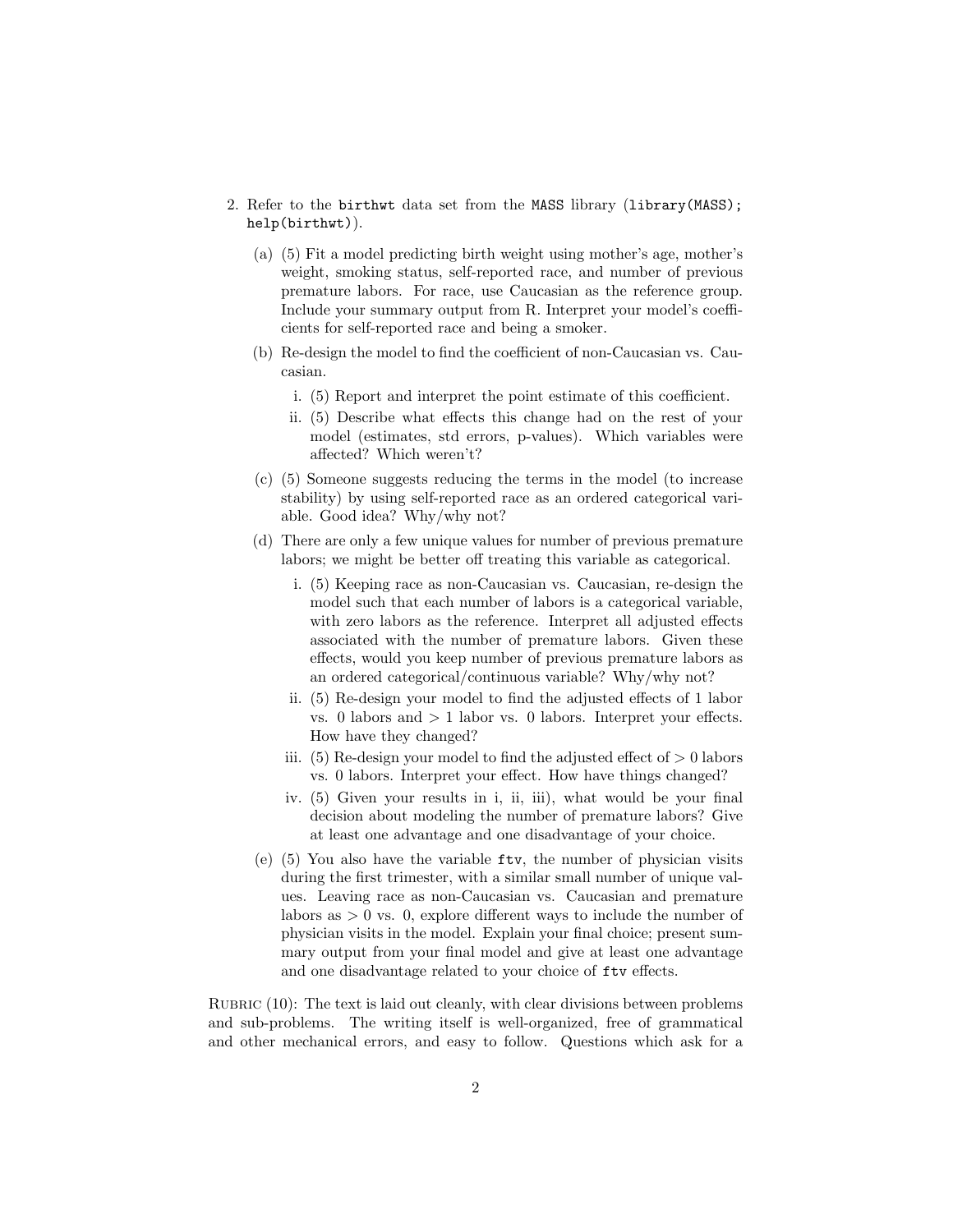2. Refer to the `birthwt` data set from the `MASS` library (`library(MASS); help(birthwt)`).

   (a) (5) Fit a model predicting birth weight using mother's age, mother's weight, smoking status, self-reported race, and number of previous premature labors. For race, use Caucasian as the reference group. Include your summary output from R. Interpret your model's coefficients for self-reported race and being a smoker.

   (b) Re-design the model to find the coefficient of non-Caucasian vs. Caucasian.

      i. (5) Report and interpret the point estimate of this coefficient.

      ii. (5) Describe what effects this change had on the rest of your model (estimates, std errors, p-values). Which variables were affected? Which weren't?

   (c) (5) Someone suggests reducing the terms in the model (to increase stability) by using self-reported race as an ordered categorical variable. Good idea? Why/why not?

   (d) There are only a few unique values for number of previous premature labors; we might be better off treating this variable as categorical.

      i. (5) Keeping race as non-Caucasian vs. Caucasian, re-design the model such that each number of labors is a categorical variable, with zero labors as the reference. Interpret all adjusted effects associated with the number of premature labors. Given these effects, would you keep number of previous premature labors as an ordered categorical/continuous variable? Why/why not?

      ii. (5) Re-design your model to find the adjusted effects of 1 labor vs. 0 labors and $> 1$ labor vs. 0 labors. Interpret your effects. How have they changed?

      iii. (5) Re-design your model to find the adjusted effect of $> 0$ labors vs. 0 labors. Interpret your effect. How have things changed?

      iv. (5) Given your results in i, ii, iii), what would be your final decision about modeling the number of premature labors? Give at least one advantage and one disadvantage of your choice.

   (e) (5) You also have the variable `ftv`, the number of physician visits during the first trimester, with a similar small number of unique values. Leaving race as non-Caucasian vs. Caucasian and premature labors as $> 0$ vs. 0, explore different ways to include the number of physician visits in the model. Explain your final choice; present summary output from your final model and give at least one advantage and one disadvantage related to your choice of `ftv` effects.

Rubric (10): The text is laid out cleanly, with clear divisions between problems and sub-problems. The writing itself is well-organized, free of grammatical and other mechanical errors, and easy to follow. Questions which ask for a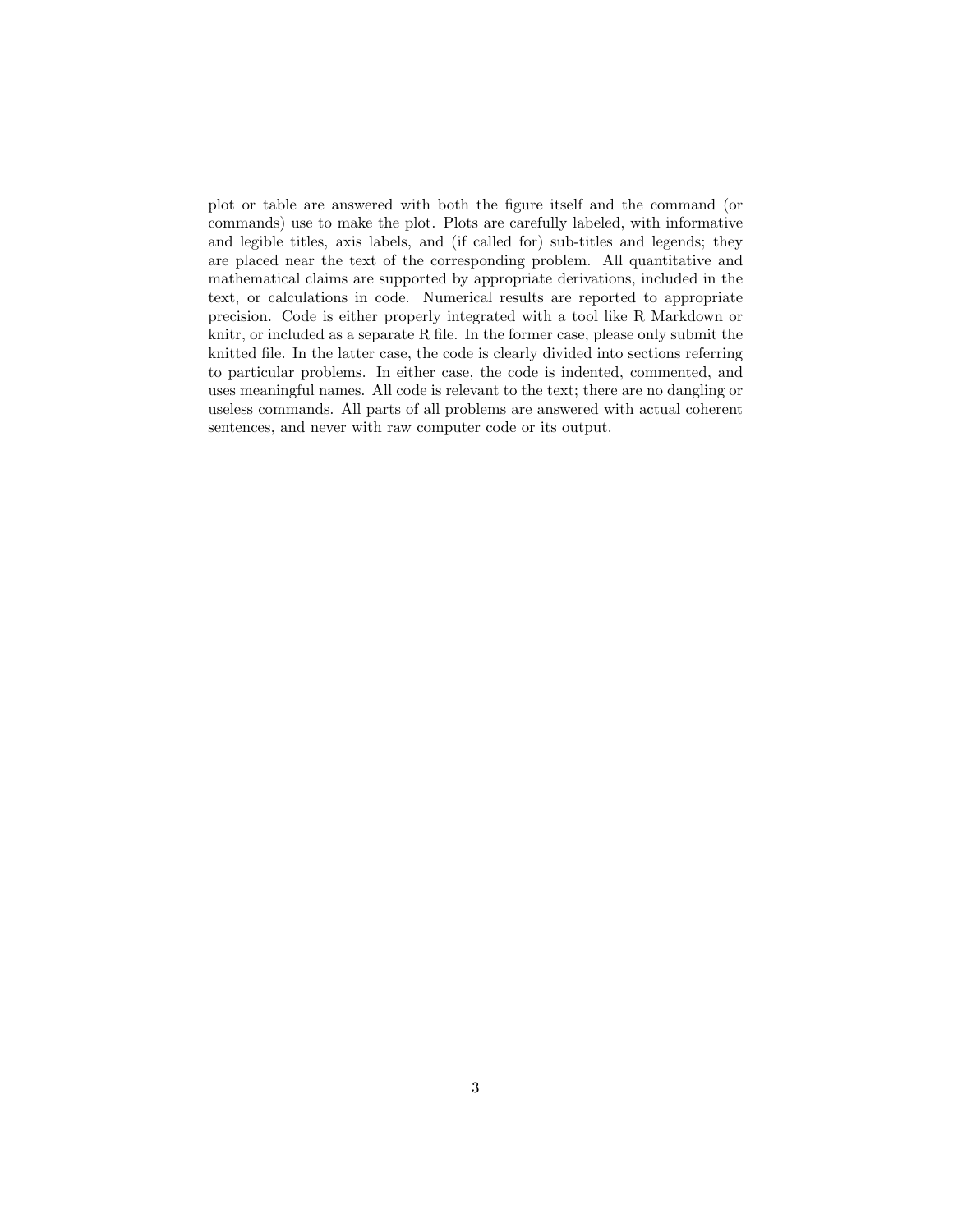plot or table are answered with both the figure itself and the command (or commands) use to make the plot. Plots are carefully labeled, with informative and legible titles, axis labels, and (if called for) sub-titles and legends; they are placed near the text of the corresponding problem. All quantitative and mathematical claims are supported by appropriate derivations, included in the text, or calculations in code. Numerical results are reported to appropriate precision. Code is either properly integrated with a tool like R Markdown or knitr, or included as a separate R file. In the former case, please only submit the knitted file. In the latter case, the code is clearly divided into sections referring to particular problems. In either case, the code is indented, commented, and uses meaningful names. All code is relevant to the text; there are no dangling or useless commands. All parts of all problems are answered with actual coherent sentences, and never with raw computer code or its output.